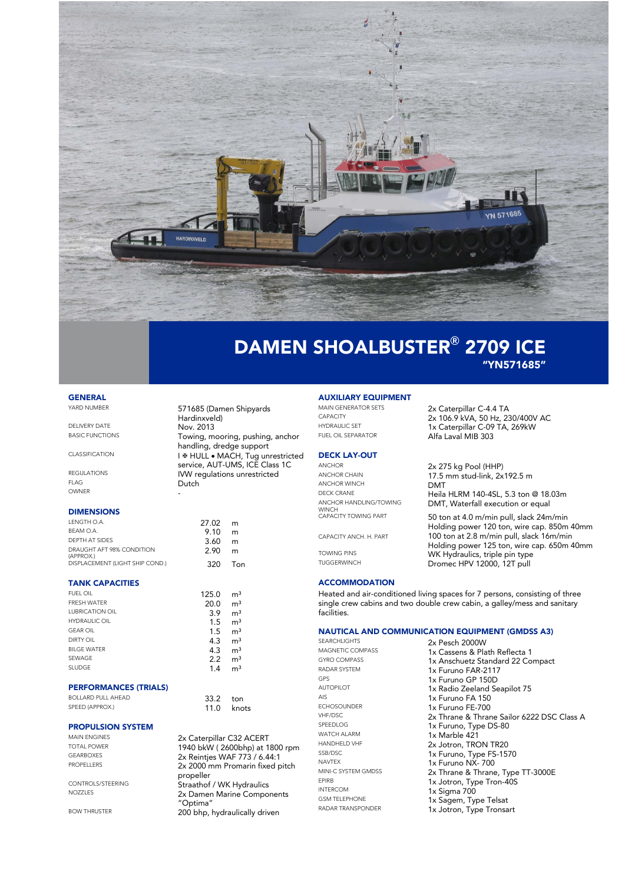# DAMEN SHOALBUSTER® 2709 ICE

## "YN571685"

### GENERAL

| | |
|---|---|
| YARD NUMBER | 571685 (Damen Shipyards Hardinxveld) |
| DELIVERY DATE | Nov. 2013 |
| BASIC FUNCTIONS | Towing, mooring, pushing, anchor handling, dredge support |
| CLASSIFICATION | I ✠ HULL • MACH, Tug unrestricted service, AUT-UMS, ICE Class 1C |
| REGULATIONS | IVW regulations unrestricted |
| FLAG | Dutch |
| OWNER | - |

### DIMENSIONS

| | | |
|---|---|---|
| LENGTH O.A. | 27.02 | m |
| BEAM O.A. | 9.10 | m |
| DEPTH AT SIDES | 3.60 | m |
| DRAUGHT AFT 98% CONDITION (APPROX.) | 2.90 | m |
| DISPLACEMENT (LIGHT SHIP COND.) | 320 | Ton |

### TANK CAPACITIES

| | | |
|---|---|---|
| FUEL OIL | 125.0 | m³ |
| FRESH WATER | 20.0 | m³ |
| LUBRICATION OIL | 3.9 | m³ |
| HYDRAULIC OIL | 1.5 | m³ |
| GEAR OIL | 1.5 | m³ |
| DIRTY OIL | 4.3 | m³ |
| BILGE WATER | 4.3 | m³ |
| SEWAGE | 2.2 | m³ |
| SLUDGE | 1.4 | m³ |

### PERFORMANCES (TRIALS)

| | | |
|---|---|---|
| BOLLARD PULL AHEAD | 33.2 | ton |
| SPEED (APPROX.) | 11.0 | knots |

### PROPULSION SYSTEM

| | |
|---|---|
| MAIN ENGINES | 2x Caterpillar C32 ACERT |
| TOTAL POWER | 1940 bkW ( 2600bhp) at 1800 rpm |
| GEARBOXES | 2x Reintjes WAF 773 / 6.44:1 |
| PROPELLERS | 2x 2000 mm Promarin fixed pitch propeller |
| CONTROLS/STEERING | Straathof / WK Hydraulics |
| NOZZLES | 2x Damen Marine Components "Optima" |
| BOW THRUSTER | 200 bhp, hydraulically driven |

### AUXILIARY EQUIPMENT

| | |
|---|---|
| MAIN GENERATOR SETS | 2x Caterpillar C-4.4 TA |
| CAPACITY | 2x 106.9 kVA, 50 Hz, 230/400V AC |
| HYDRAULIC SET | 1x Caterpillar C-09 TA, 269kW |
| FUEL OIL SEPARATOR | Alfa Laval MIB 303 |

### DECK LAY-OUT

| | |
|---|---|
| ANCHOR | 2x 275 kg Pool (HHP) |
| ANCHOR CHAIN | 17.5 mm stud-link, 2x192.5 m |
| ANCHOR WINCH | DMT |
| DECK CRANE | Heila HLRM 140-4SL, 5.3 ton @ 18.03m |
| ANCHOR HANDLING/TOWING WINCH | DMT, Waterfall execution or equal |
| CAPACITY TOWING PART | 50 ton at 4.0 m/min pull, slack 24m/min Holding power 120 ton, wire cap. 850m 40mm |
| CAPACITY ANCH. H. PART | 100 ton at 2.8 m/min pull, slack 16m/min Holding power 125 ton, wire cap. 650m 40mm |
| TOWING PINS | WK Hydraulics, triple pin type |
| TUGGERWINCH | Dromec HPV 12000, 12T pull |

### ACCOMMODATION

Heated and air-conditioned living spaces for 7 persons, consisting of three single crew cabins and two double crew cabin, a galley/mess and sanitary facilities.

### NAUTICAL AND COMMUNICATION EQUIPMENT (GMDSS A3)

| | |
|---|---|
| SEARCHLIGHTS | 2x Pesch 2000W |
| MAGNETIC COMPASS | 1x Cassens & Plath Reflecta 1 |
| GYRO COMPASS | 1x Anschuetz Standard 22 Compact |
| RADAR SYSTEM | 1x Furuno FAR-2117 |
| GPS | 1x Furuno GP 150D |
| AUTOPILOT | 1x Radio Zeeland Seapilot 75 |
| AIS | 1x Furuno FA 150 |
| ECHOSOUNDER | 1x Furuno FE-700 |
| VHF/DSC | 2x Thrane & Thrane Sailor 6222 DSC Class A |
| SPEEDLOG | 1x Furuno, Type DS-80 |
| WATCH ALARM | 1x Marble 421 |
| HANDHELD VHF | 2x Jotron, TRON TR20 |
| SSB/DSC | 1x Furuno, Type FS-1570 |
| NAVTEX | 1x Furuno NX- 700 |
| MINI-C SYSTEM GMDSS | 2x Thrane & Thrane, Type TT-3000E |
| EPIRB | 1x Jotron, Type Tron-40S |
| INTERCOM | 1x Sigma 700 |
| GSM TELEPHONE | 1x Sagem, Type Telsat |
| RADAR TRANSPONDER | 1x Jotron, Type Transort |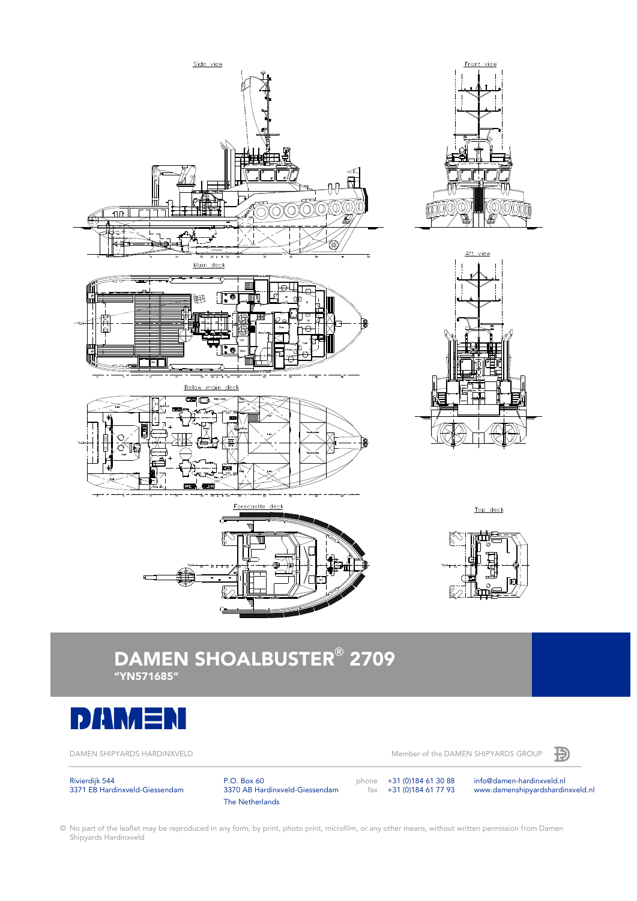Side view

Front view

Aft view

Main deck

Below main deck

Forecastle deck

Top deck

# DAMEN SHOALBUSTER® 2709

**"YN571685"**

DAMEN SHIPYARDS HARDINXVELD

Member of the DAMEN SHIPYARDS GROUP

Rivierdijk 544
3371 EB Hardinxveld-Giessendam

P.O. Box 60
3370 AB Hardinxveld-Giessendam
The Netherlands

phone +31 (0)184 61 30 88
fax +31 (0)184 61 77 93

info@damen-hardinxveld.nl
www.damenshipyardshardinxveld.nl

© No part of the leaflet may be reproduced in any form, by print, photo print, microfilm, or any other means, without written permission from Damen Shipyards Hardinxveld